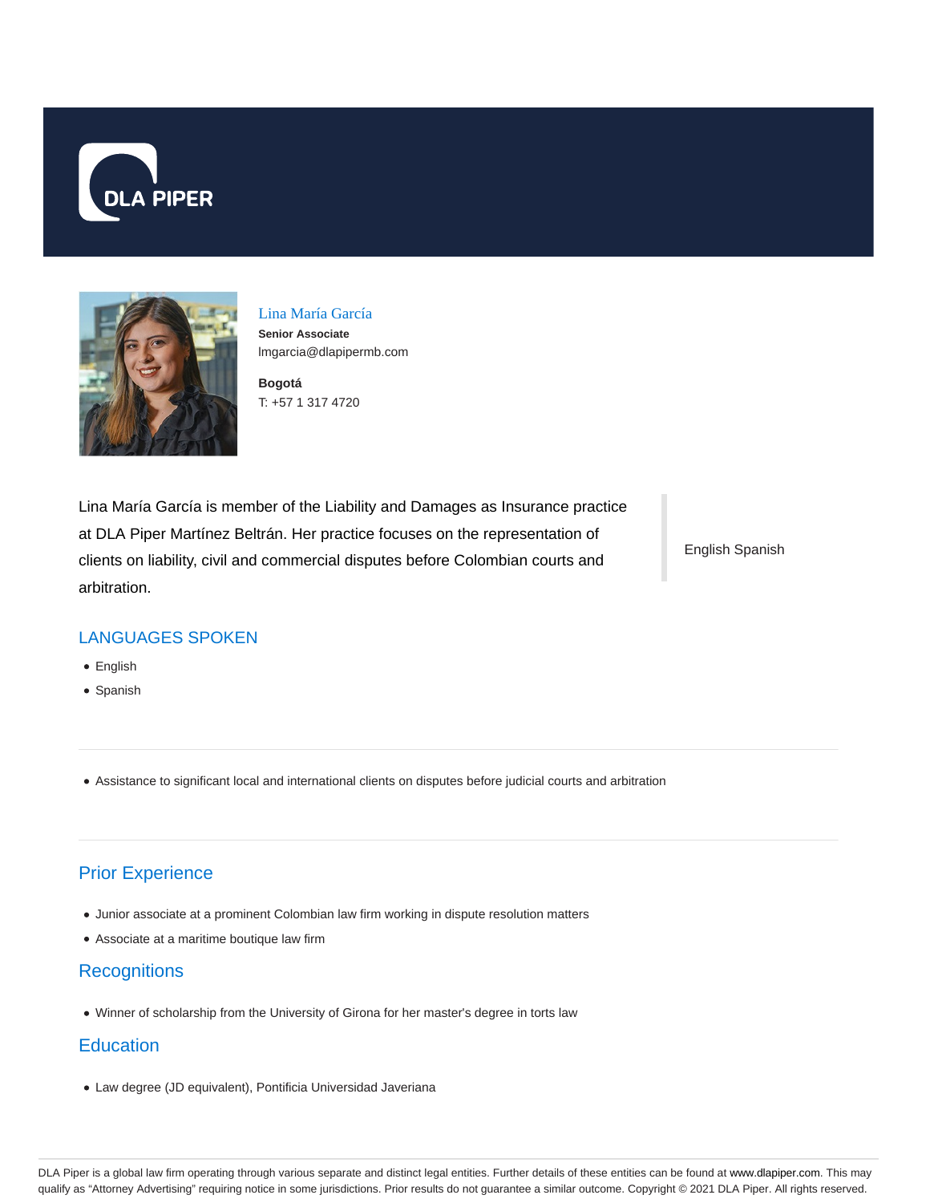DLA PIPER

## Lina María García

**Senior Associate**
lmgarcia@dlapipermb.com

**Bogotá**
T: +57 1 317 4720

Lina María García is member of the Liability and Damages as Insurance practice at DLA Piper Martínez Beltrán. Her practice focuses on the representation of clients on liability, civil and commercial disputes before Colombian courts and arbitration.

English Spanish

## LANGUAGES SPOKEN

- English
- Spanish

---

- Assistance to significant local and international clients on disputes before judicial courts and arbitration

---

## Prior Experience

- Junior associate at a prominent Colombian law firm working in dispute resolution matters
- Associate at a maritime boutique law firm

## Recognitions

- Winner of scholarship from the University of Girona for her master's degree in torts law

## Education

- Law degree (JD equivalent), Pontificia Universidad Javeriana

DLA Piper is a global law firm operating through various separate and distinct legal entities. Further details of these entities can be found at www.dlapiper.com. This may qualify as "Attorney Advertising" requiring notice in some jurisdictions. Prior results do not guarantee a similar outcome. Copyright © 2021 DLA Piper. All rights reserved.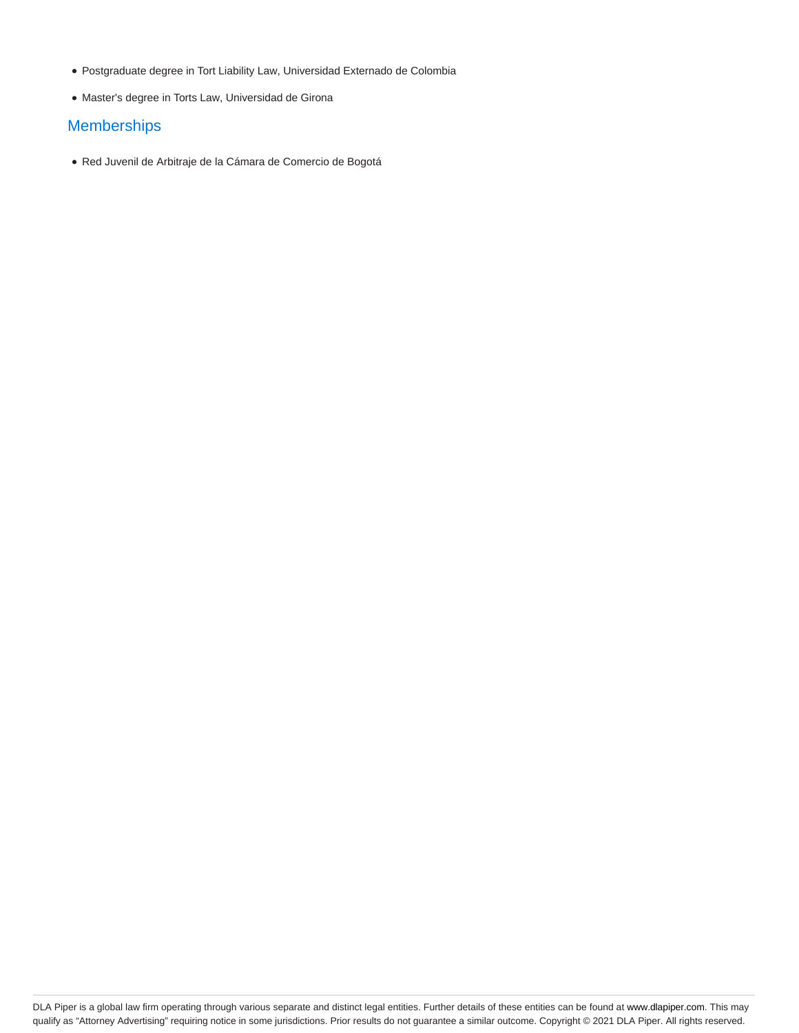- Postgraduate degree in Tort Liability Law, Universidad Externado de Colombia
- Master's degree in Torts Law, Universidad de Girona

## Memberships

- Red Juvenil de Arbitraje de la Cámara de Comercio de Bogotá

DLA Piper is a global law firm operating through various separate and distinct legal entities. Further details of these entities can be found at www.dlapiper.com. This may qualify as "Attorney Advertising" requiring notice in some jurisdictions. Prior results do not guarantee a similar outcome. Copyright © 2021 DLA Piper. All rights reserved.